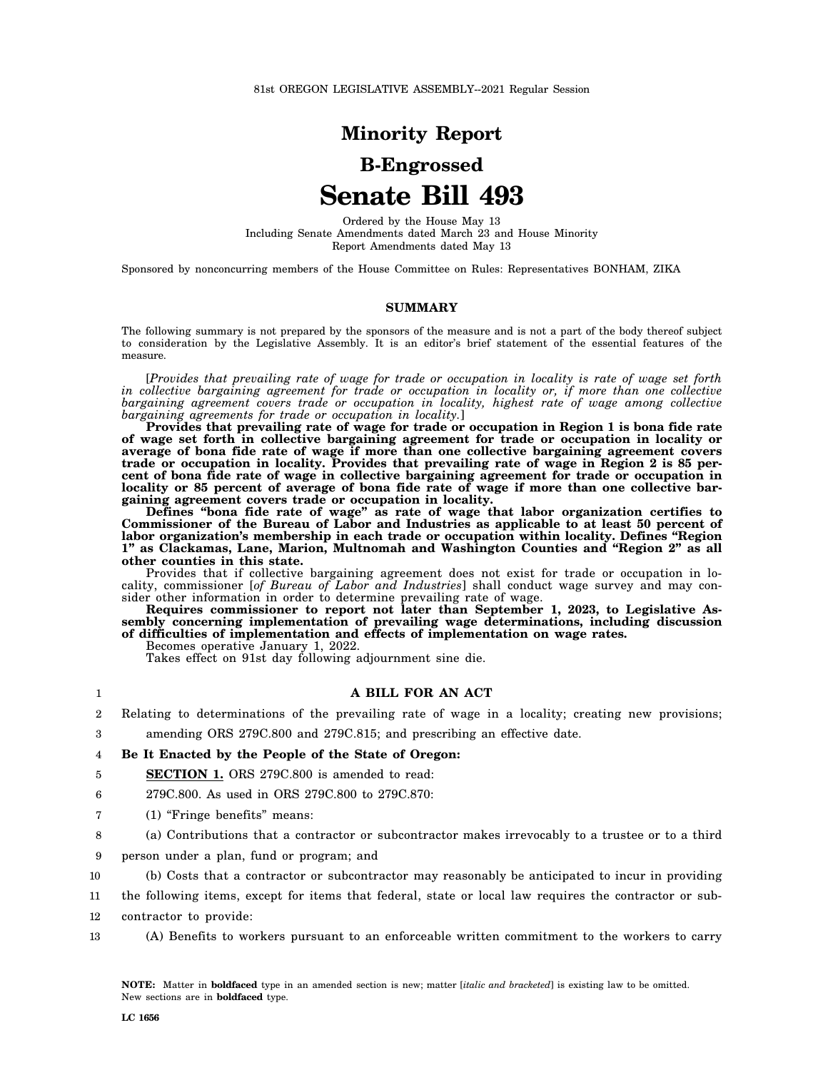81st OREGON LEGISLATIVE ASSEMBLY--2021 Regular Session

# Minority Report

## B-Engrossed

# Senate Bill 493

Ordered by the House May 13
Including Senate Amendments dated March 23 and House Minority Report Amendments dated May 13

Sponsored by nonconcurring members of the House Committee on Rules: Representatives BONHAM, ZIKA

### SUMMARY

The following summary is not prepared by the sponsors of the measure and is not a part of the body thereof subject to consideration by the Legislative Assembly. It is an editor's brief statement of the essential features of the measure.

[*Provides that prevailing rate of wage for trade or occupation in locality is rate of wage set forth in collective bargaining agreement for trade or occupation in locality or, if more than one collective bargaining agreement covers trade or occupation in locality, highest rate of wage among collective bargaining agreements for trade or occupation in locality.*] **Provides that prevailing rate of wage for trade or occupation in Region 1 is bona fide rate of wage set forth in collective bargaining agreement for trade or occupation in locality or average of bona fide rate of wage if more than one collective bargaining agreement covers trade or occupation in locality. Provides that prevailing rate of wage in Region 2 is 85 percent of bona fide rate of wage in collective bargaining agreement for trade or occupation in locality or 85 percent of average of bona fide rate of wage if more than one collective bargaining agreement covers trade or occupation in locality.**

**Defines "bona fide rate of wage" as rate of wage that labor organization certifies to Commissioner of the Bureau of Labor and Industries as applicable to at least 50 percent of labor organization's membership in each trade or occupation within locality. Defines "Region 1" as Clackamas, Lane, Marion, Multnomah and Washington Counties and "Region 2" as all other counties in this state.**

Provides that if collective bargaining agreement does not exist for trade or occupation in locality, commissioner [*of Bureau of Labor and Industries*] shall conduct wage survey and may consider other information in order to determine prevailing rate of wage.

**Requires commissioner to report not later than September 1, 2023, to Legislative Assembly concerning implementation of prevailing wage determinations, including discussion of difficulties of implementation and effects of implementation on wage rates.**

Becomes operative January 1, 2022.

Takes effect on 91st day following adjournment sine die.

### A BILL FOR AN ACT

Relating to determinations of the prevailing rate of wage in a locality; creating new provisions; amending ORS 279C.800 and 279C.815; and prescribing an effective date.

**Be It Enacted by the People of the State of Oregon:**

**SECTION 1.** ORS 279C.800 is amended to read:

279C.800. As used in ORS 279C.800 to 279C.870:

(1) "Fringe benefits" means:

(a) Contributions that a contractor or subcontractor makes irrevocably to a trustee or to a third person under a plan, fund or program; and

(b) Costs that a contractor or subcontractor may reasonably be anticipated to incur in providing the following items, except for items that federal, state or local law requires the contractor or subcontractor to provide:

(A) Benefits to workers pursuant to an enforceable written commitment to the workers to carry

NOTE: Matter in **boldfaced** type in an amended section is new; matter [*italic and bracketed*] is existing law to be omitted. New sections are in **boldfaced** type.

LC 1656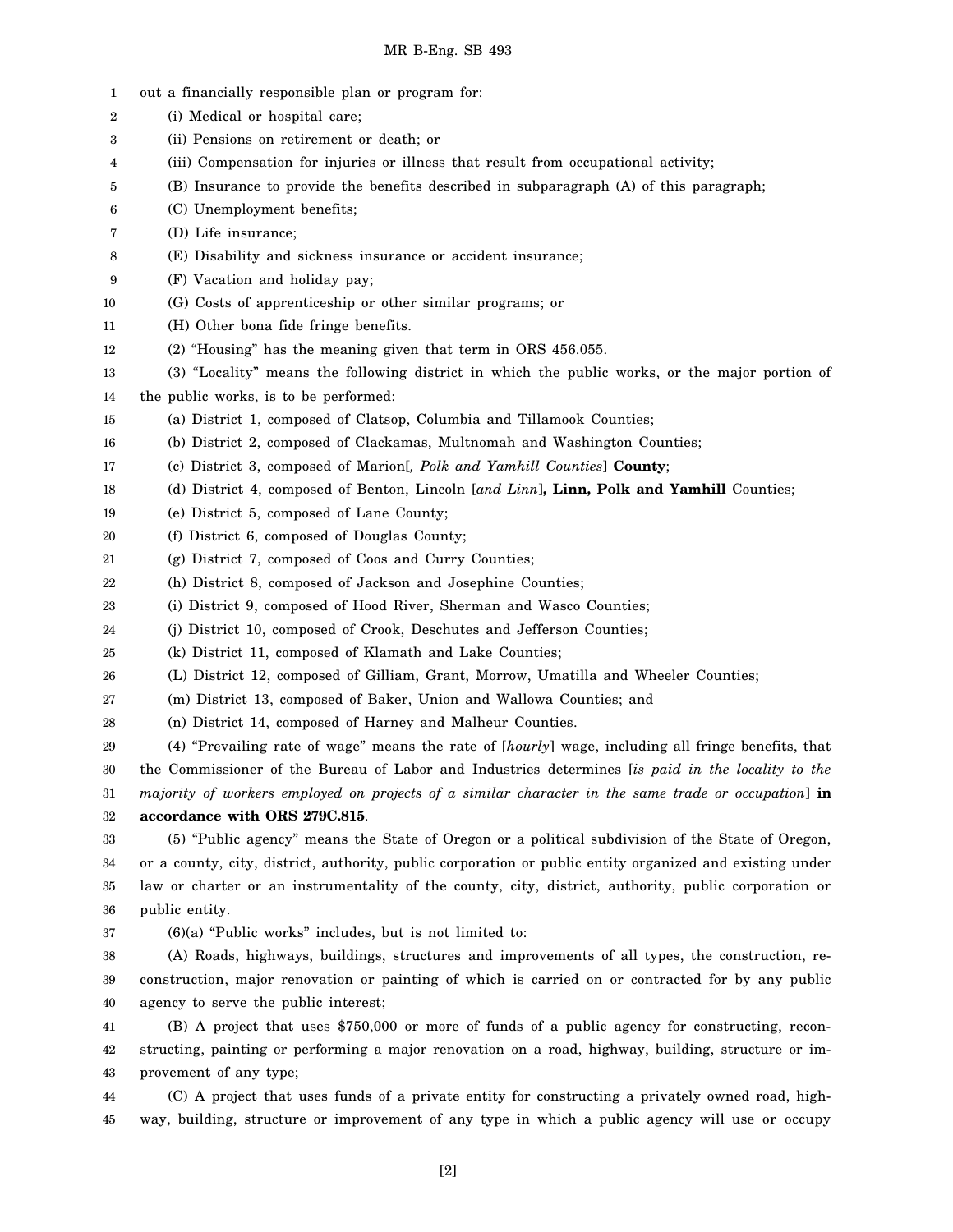out a financially responsible plan or program for:

(i) Medical or hospital care;

(ii) Pensions on retirement or death; or

(iii) Compensation for injuries or illness that result from occupational activity;

(B) Insurance to provide the benefits described in subparagraph (A) of this paragraph;

(C) Unemployment benefits;

(D) Life insurance;

(E) Disability and sickness insurance or accident insurance;

(F) Vacation and holiday pay;

(G) Costs of apprenticeship or other similar programs; or

(H) Other bona fide fringe benefits.

(2) "Housing" has the meaning given that term in ORS 456.055.

(3) "Locality" means the following district in which the public works, or the major portion of the public works, is to be performed:

(a) District 1, composed of Clatsop, Columbia and Tillamook Counties;

(b) District 2, composed of Clackamas, Multnomah and Washington Counties;

(c) District 3, composed of Marion[*, Polk and Yamhill Counties*] **County**;

(d) District 4, composed of Benton, Lincoln [*and Linn*]**, Linn, Polk and Yamhill** Counties;

(e) District 5, composed of Lane County;

(f) District 6, composed of Douglas County;

(g) District 7, composed of Coos and Curry Counties;

(h) District 8, composed of Jackson and Josephine Counties;

(i) District 9, composed of Hood River, Sherman and Wasco Counties;

(j) District 10, composed of Crook, Deschutes and Jefferson Counties;

(k) District 11, composed of Klamath and Lake Counties;

(L) District 12, composed of Gilliam, Grant, Morrow, Umatilla and Wheeler Counties;

(m) District 13, composed of Baker, Union and Wallowa Counties; and

(n) District 14, composed of Harney and Malheur Counties.

(4) "Prevailing rate of wage" means the rate of [*hourly*] wage, including all fringe benefits, that the Commissioner of the Bureau of Labor and Industries determines [*is paid in the locality to the majority of workers employed on projects of a similar character in the same trade or occupation*] **in accordance with ORS 279C.815**.

(5) "Public agency" means the State of Oregon or a political subdivision of the State of Oregon, or a county, city, district, authority, public corporation or public entity organized and existing under law or charter or an instrumentality of the county, city, district, authority, public corporation or public entity.

(6)(a) "Public works" includes, but is not limited to:

(A) Roads, highways, buildings, structures and improvements of all types, the construction, reconstruction, major renovation or painting of which is carried on or contracted for by any public agency to serve the public interest;

(B) A project that uses $750,000 or more of funds of a public agency for constructing, reconstructing, painting or performing a major renovation on a road, highway, building, structure or improvement of any type;

(C) A project that uses funds of a private entity for constructing a privately owned road, highway, building, structure or improvement of any type in which a public agency will use or occupy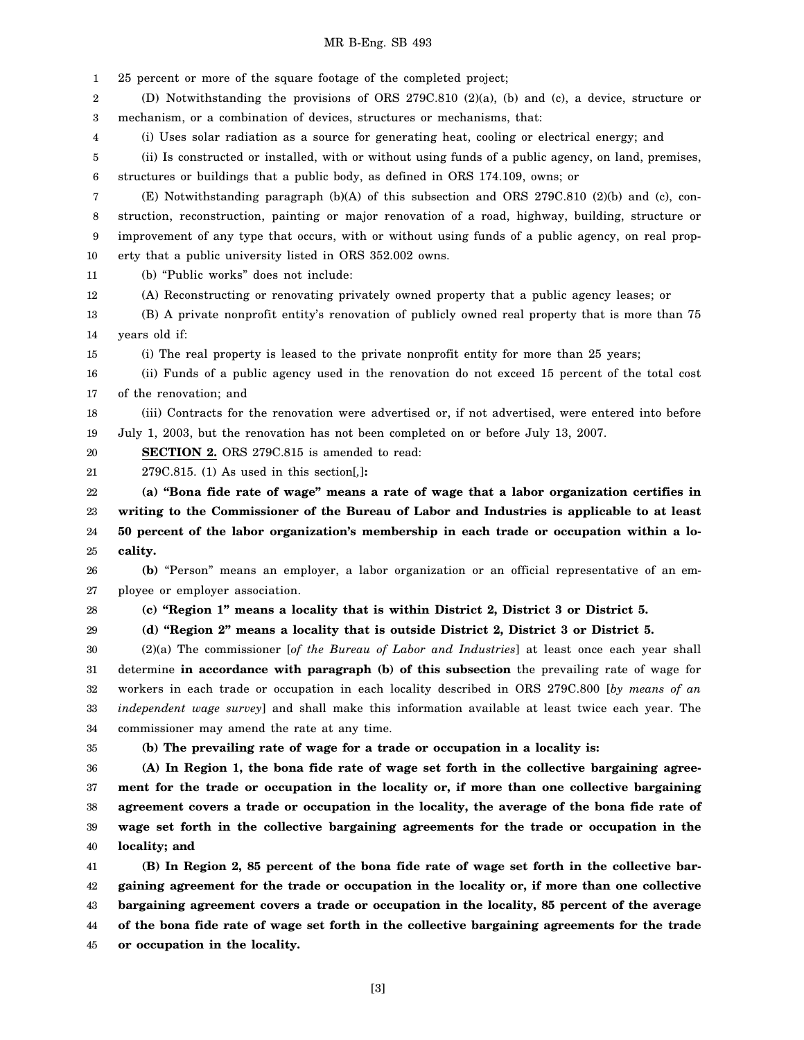25 percent or more of the square footage of the completed project;

(D) Notwithstanding the provisions of ORS 279C.810 (2)(a), (b) and (c), a device, structure or mechanism, or a combination of devices, structures or mechanisms, that:

(i) Uses solar radiation as a source for generating heat, cooling or electrical energy; and

(ii) Is constructed or installed, with or without using funds of a public agency, on land, premises, structures or buildings that a public body, as defined in ORS 174.109, owns; or

(E) Notwithstanding paragraph (b)(A) of this subsection and ORS 279C.810 (2)(b) and (c), construction, reconstruction, painting or major renovation of a road, highway, building, structure or improvement of any type that occurs, with or without using funds of a public agency, on real property that a public university listed in ORS 352.002 owns.

(b) "Public works" does not include:

(A) Reconstructing or renovating privately owned property that a public agency leases; or

(B) A private nonprofit entity's renovation of publicly owned real property that is more than 75 years old if:

(i) The real property is leased to the private nonprofit entity for more than 25 years;

(ii) Funds of a public agency used in the renovation do not exceed 15 percent of the total cost of the renovation; and

(iii) Contracts for the renovation were advertised or, if not advertised, were entered into before July 1, 2003, but the renovation has not been completed on or before July 13, 2007.

**SECTION 2.** ORS 279C.815 is amended to read:

279C.815. (1) As used in this section[*,*]**:**

**(a) "Bona fide rate of wage" means a rate of wage that a labor organization certifies in writing to the Commissioner of the Bureau of Labor and Industries is applicable to at least 50 percent of the labor organization's membership in each trade or occupation within a locality.**

**(b)** "Person" means an employer, a labor organization or an official representative of an employee or employer association.

**(c) "Region 1" means a locality that is within District 2, District 3 or District 5.**

**(d) "Region 2" means a locality that is outside District 2, District 3 or District 5.**

(2)(a) The commissioner [*of the Bureau of Labor and Industries*] at least once each year shall determine **in accordance with paragraph (b) of this subsection** the prevailing rate of wage for workers in each trade or occupation in each locality described in ORS 279C.800 [*by means of an independent wage survey*] and shall make this information available at least twice each year. The commissioner may amend the rate at any time.

**(b) The prevailing rate of wage for a trade or occupation in a locality is:**

**(A) In Region 1, the bona fide rate of wage set forth in the collective bargaining agreement for the trade or occupation in the locality or, if more than one collective bargaining agreement covers a trade or occupation in the locality, the average of the bona fide rate of wage set forth in the collective bargaining agreements for the trade or occupation in the locality; and**

**(B) In Region 2, 85 percent of the bona fide rate of wage set forth in the collective bargaining agreement for the trade or occupation in the locality or, if more than one collective bargaining agreement covers a trade or occupation in the locality, 85 percent of the average of the bona fide rate of wage set forth in the collective bargaining agreements for the trade or occupation in the locality.**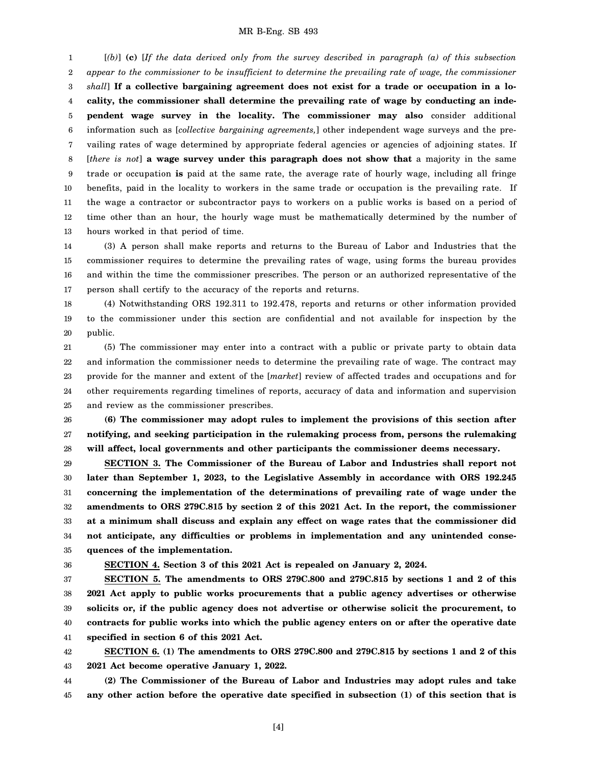[*(b)*] **(c)** [*If the data derived only from the survey described in paragraph (a) of this subsection appear to the commissioner to be insufficient to determine the prevailing rate of wage, the commissioner shall*] **If a collective bargaining agreement does not exist for a trade or occupation in a locality, the commissioner shall determine the prevailing rate of wage by conducting an independent wage survey in the locality. The commissioner may also** consider additional information such as [*collective bargaining agreements,*] other independent wage surveys and the prevailing rates of wage determined by appropriate federal agencies or agencies of adjoining states. If [*there is not*] **a wage survey under this paragraph does not show that** a majority in the same trade or occupation **is** paid at the same rate, the average rate of hourly wage, including all fringe benefits, paid in the locality to workers in the same trade or occupation is the prevailing rate. If the wage a contractor or subcontractor pays to workers on a public works is based on a period of time other than an hour, the hourly wage must be mathematically determined by the number of hours worked in that period of time.

(3) A person shall make reports and returns to the Bureau of Labor and Industries that the commissioner requires to determine the prevailing rates of wage, using forms the bureau provides and within the time the commissioner prescribes. The person or an authorized representative of the person shall certify to the accuracy of the reports and returns.

(4) Notwithstanding ORS 192.311 to 192.478, reports and returns or other information provided to the commissioner under this section are confidential and not available for inspection by the public.

(5) The commissioner may enter into a contract with a public or private party to obtain data and information the commissioner needs to determine the prevailing rate of wage. The contract may provide for the manner and extent of the [*market*] review of affected trades and occupations and for other requirements regarding timelines of reports, accuracy of data and information and supervision and review as the commissioner prescribes.

**(6) The commissioner may adopt rules to implement the provisions of this section after notifying, and seeking participation in the rulemaking process from, persons the rulemaking will affect, local governments and other participants the commissioner deems necessary.**

**SECTION 3. The Commissioner of the Bureau of Labor and Industries shall report not later than September 1, 2023, to the Legislative Assembly in accordance with ORS 192.245 concerning the implementation of the determinations of prevailing rate of wage under the amendments to ORS 279C.815 by section 2 of this 2021 Act. In the report, the commissioner at a minimum shall discuss and explain any effect on wage rates that the commissioner did not anticipate, any difficulties or problems in implementation and any unintended consequences of the implementation.**

**SECTION 4. Section 3 of this 2021 Act is repealed on January 2, 2024.**

**SECTION 5. The amendments to ORS 279C.800 and 279C.815 by sections 1 and 2 of this 2021 Act apply to public works procurements that a public agency advertises or otherwise solicits or, if the public agency does not advertise or otherwise solicit the procurement, to contracts for public works into which the public agency enters on or after the operative date specified in section 6 of this 2021 Act.**

**SECTION 6. (1) The amendments to ORS 279C.800 and 279C.815 by sections 1 and 2 of this 2021 Act become operative January 1, 2022.**

**(2) The Commissioner of the Bureau of Labor and Industries may adopt rules and take any other action before the operative date specified in subsection (1) of this section that is**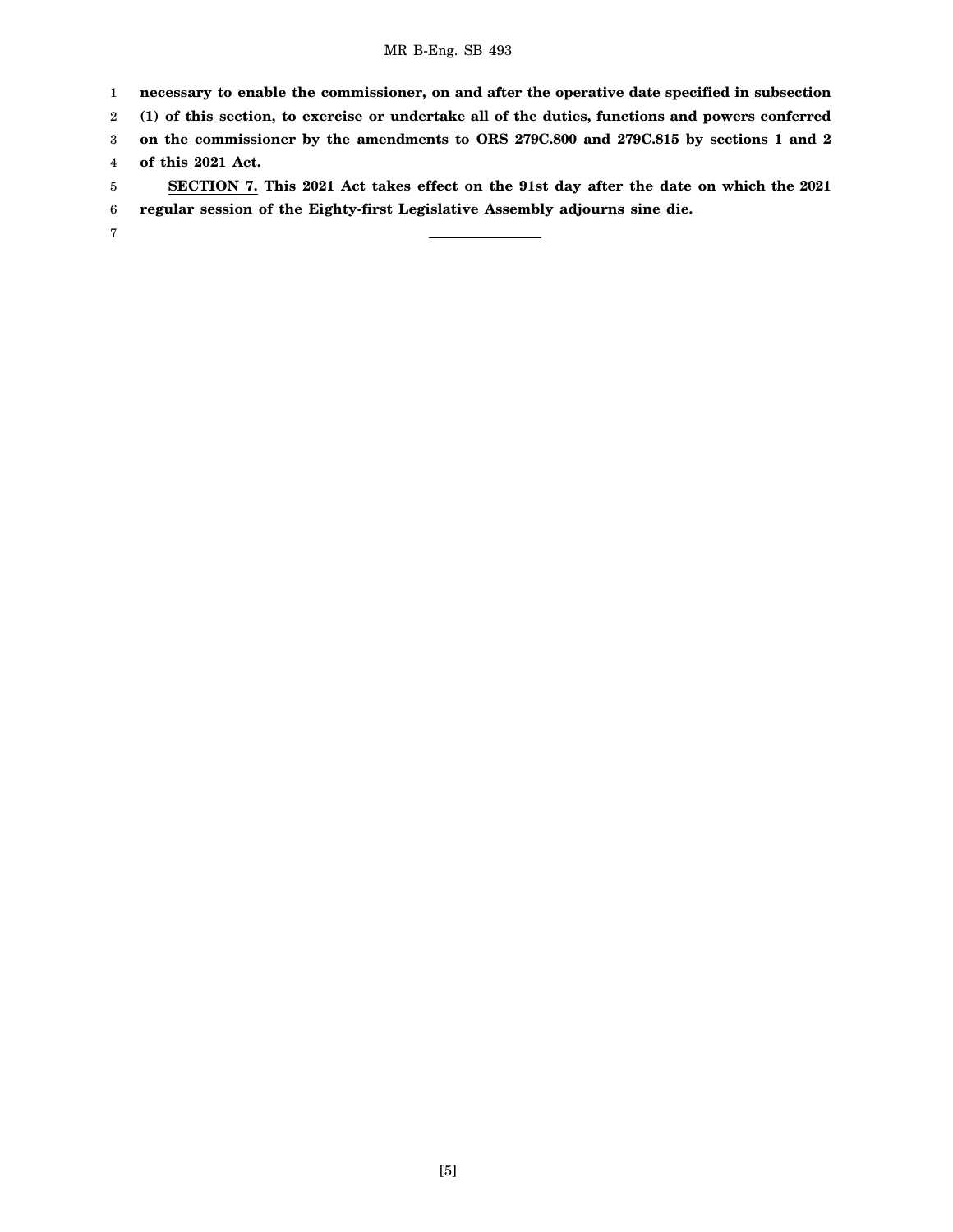**necessary to enable the commissioner, on and after the operative date specified in subsection (1) of this section, to exercise or undertake all of the duties, functions and powers conferred on the commissioner by the amendments to ORS 279C.800 and 279C.815 by sections 1 and 2 of this 2021 Act.**

**SECTION 7. This 2021 Act takes effect on the 91st day after the date on which the 2021 regular session of the Eighty-first Legislative Assembly adjourns sine die.**